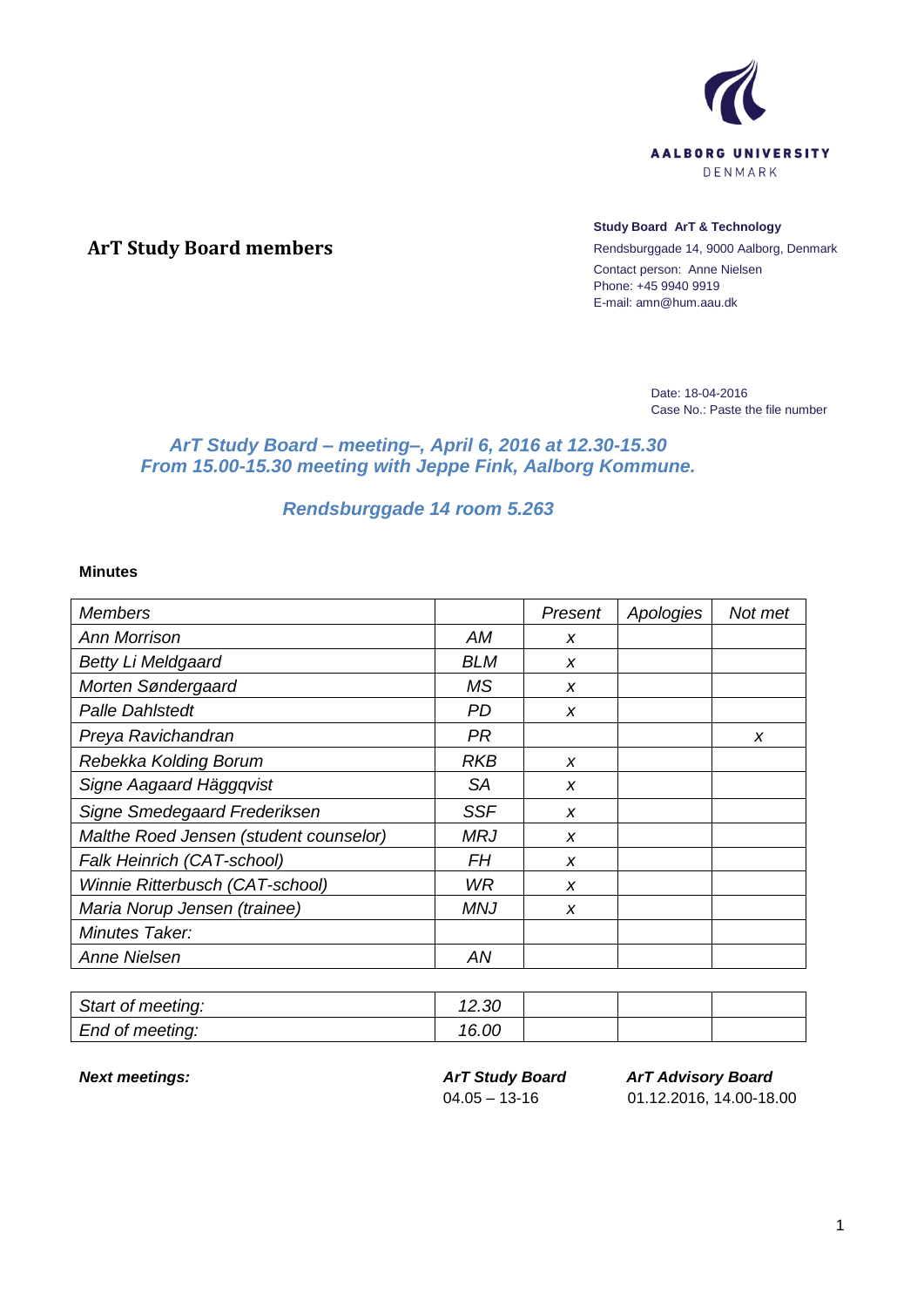AALBORG UNIVERSITY
DENMARK

**Study Board ArT & Technology**
Rendsburggade 14, 9000 Aalborg, Denmark
Contact person: Anne Nielsen
Phone: +45 9940 9919
E-mail: amn@hum.aau.dk

## ArT Study Board members

Date: 18-04-2016
Case No.: Paste the file number

### *ArT Study Board – meeting–, April 6, 2016 at 12.30-15.30*
### *From 15.00-15.30 meeting with Jeppe Fink, Aalborg Kommune.*

### *Rendsburggade 14 room 5.263*

**Minutes**

| *Members* | | *Present* | *Apologies* | *Not met* |
|---|---|---|---|---|
| *Ann Morrison* | *AM* | *x* | | |
| *Betty Li Meldgaard* | *BLM* | *x* | | |
| *Morten Søndergaard* | *MS* | *x* | | |
| *Palle Dahlstedt* | *PD* | *x* | | |
| *Preya Ravichandran* | *PR* | | | *x* |
| *Rebekka Kolding Borum* | *RKB* | *x* | | |
| *Signe Aagaard Häggqvist* | *SA* | *x* | | |
| *Signe Smedegaard Frederiksen* | *SSF* | *x* | | |
| *Malthe Roed Jensen (student counselor)* | *MRJ* | *x* | | |
| *Falk Heinrich (CAT-school)* | *FH* | *x* | | |
| *Winnie Ritterbusch (CAT-school)* | *WR* | *x* | | |
| *Maria Norup Jensen (trainee)* | *MNJ* | *x* | | |
| *Minutes Taker:* | | | | |
| *Anne Nielsen* | *AN* | | | |

| *Start of meeting:* | *12.30* | | | |
|---|---|---|---|---|
| *End of meeting:* | *16.00* | | | |

| ***Next meetings:*** | ***ArT Study Board*** | ***ArT Advisory Board*** |
|---|---|---|
| | 04.05 – 13-16 | 01.12.2016, 14.00-18.00 |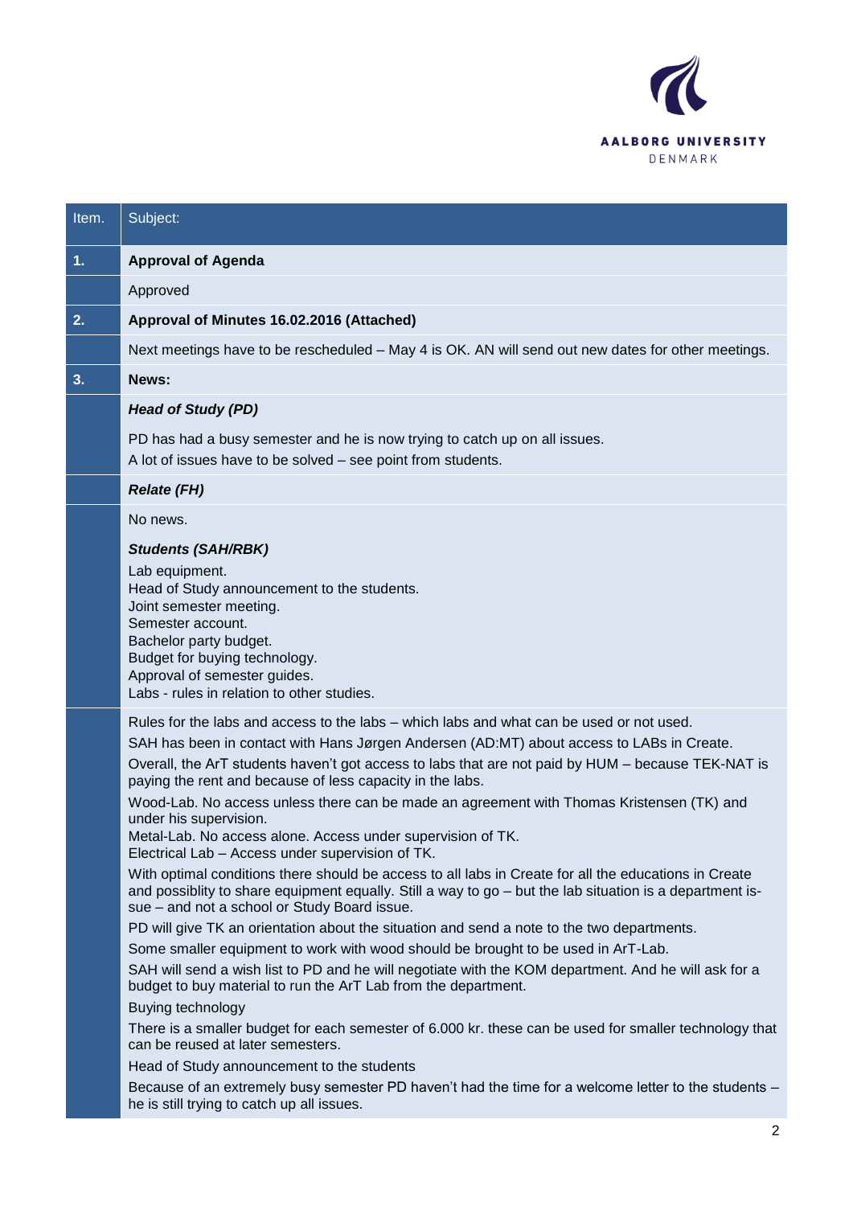| Item. | Subject: |
| --- | --- |
| **1.** | **Approval of Agenda** |
| | Approved |
| **2.** | **Approval of Minutes 16.02.2016 (Attached)** |
| | Next meetings have to be rescheduled – May 4 is OK. AN will send out new dates for other meetings. |
| **3.** | **News:** |
| | ***Head of Study (PD)***<br><br>PD has had a busy semester and he is now trying to catch up on all issues.<br>A lot of issues have to be solved – see point from students. |
| | ***Relate (FH)*** |
| | No news.<br><br>***Students (SAH/RBK)***<br>Lab equipment.<br>Head of Study announcement to the students.<br>Joint semester meeting.<br>Semester account.<br>Bachelor party budget.<br>Budget for buying technology.<br>Approval of semester guides.<br>Labs - rules in relation to other studies. |
| | Rules for the labs and access to the labs – which labs and what can be used or not used.<br>SAH has been in contact with Hans Jørgen Andersen (AD:MT) about access to LABs in Create.<br>Overall, the ArT students haven't got access to labs that are not paid by HUM – because TEK-NAT is paying the rent and because of less capacity in the labs.<br>Wood-Lab. No access unless there can be made an agreement with Thomas Kristensen (TK) and under his supervision.<br>Metal-Lab. No access alone. Access under supervision of TK.<br>Electrical Lab – Access under supervision of TK.<br>With optimal conditions there should be access to all labs in Create for all the educations in Create and possiblity to share equipment equally. Still a way to go – but the lab situation is a department issue – and not a school or Study Board issue.<br>PD will give TK an orientation about the situation and send a note to the two departments.<br>Some smaller equipment to work with wood should be brought to be used in ArT-Lab.<br>SAH will send a wish list to PD and he will negotiate with the KOM department. And he will ask for a budget to buy material to run the ArT Lab from the department.<br>Buying technology<br>There is a smaller budget for each semester of 6.000 kr. these can be used for smaller technology that can be reused at later semesters.<br>Head of Study announcement to the students<br>Because of an extremely busy semester PD haven't had the time for a welcome letter to the students – he is still trying to catch up all issues. |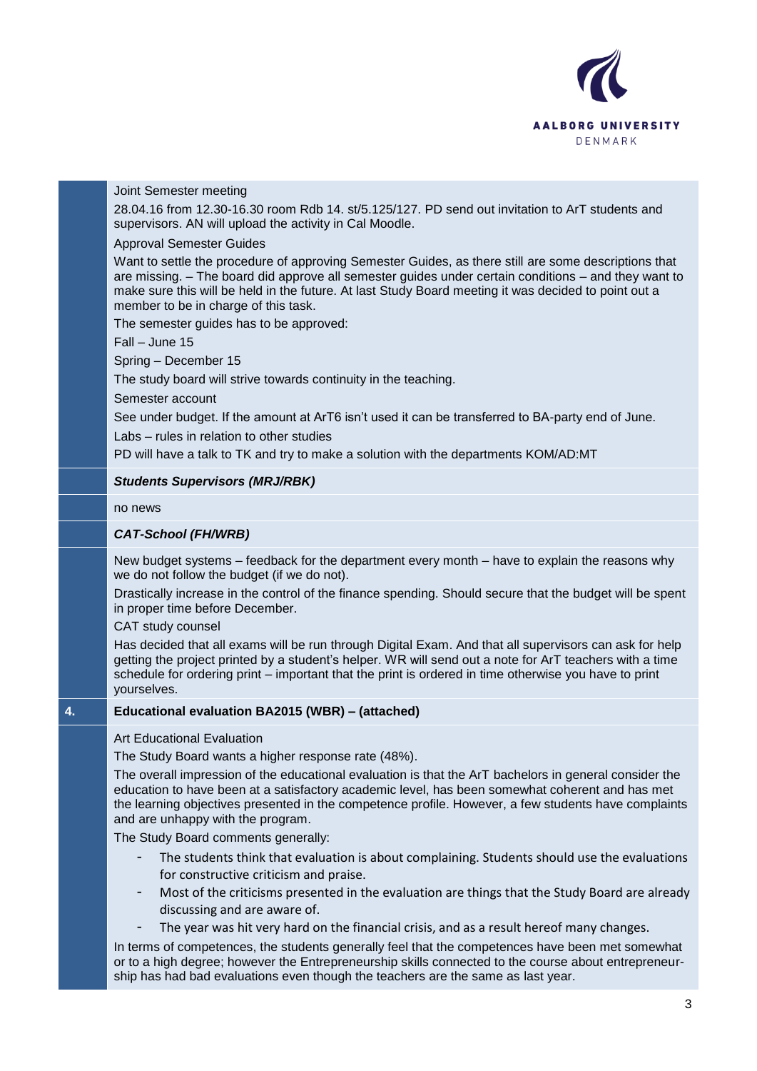Joint Semester meeting

28.04.16 from 12.30-16.30 room Rdb 14. st/5.125/127. PD send out invitation to ArT students and supervisors. AN will upload the activity in Cal Moodle.

Approval Semester Guides

Want to settle the procedure of approving Semester Guides, as there still are some descriptions that are missing. – The board did approve all semester guides under certain conditions – and they want to make sure this will be held in the future. At last Study Board meeting it was decided to point out a member to be in charge of this task.

The semester guides has to be approved:

Fall – June 15

Spring – December 15

The study board will strive towards continuity in the teaching.

Semester account

See under budget. If the amount at ArT6 isn't used it can be transferred to BA-party end of June.

Labs – rules in relation to other studies

PD will have a talk to TK and try to make a solution with the departments KOM/AD:MT

***Students Supervisors (MRJ/RBK)***

no news

***CAT-School (FH/WRB)***

New budget systems – feedback for the department every month – have to explain the reasons why we do not follow the budget (if we do not).

Drastically increase in the control of the finance spending. Should secure that the budget will be spent in proper time before December.

CAT study counsel

Has decided that all exams will be run through Digital Exam. And that all supervisors can ask for help getting the project printed by a student's helper. WR will send out a note for ArT teachers with a time schedule for ordering print – important that the print is ordered in time otherwise you have to print yourselves.

## 4. Educational evaluation BA2015 (WBR) – (attached)

Art Educational Evaluation

The Study Board wants a higher response rate (48%).

The overall impression of the educational evaluation is that the ArT bachelors in general consider the education to have been at a satisfactory academic level, has been somewhat coherent and has met the learning objectives presented in the competence profile. However, a few students have complaints and are unhappy with the program.

The Study Board comments generally:

- The students think that evaluation is about complaining. Students should use the evaluations for constructive criticism and praise.
- Most of the criticisms presented in the evaluation are things that the Study Board are already discussing and are aware of.
- The year was hit very hard on the financial crisis, and as a result hereof many changes.

In terms of competences, the students generally feel that the competences have been met somewhat or to a high degree; however the Entrepreneurship skills connected to the course about entrepreneurship has had bad evaluations even though the teachers are the same as last year.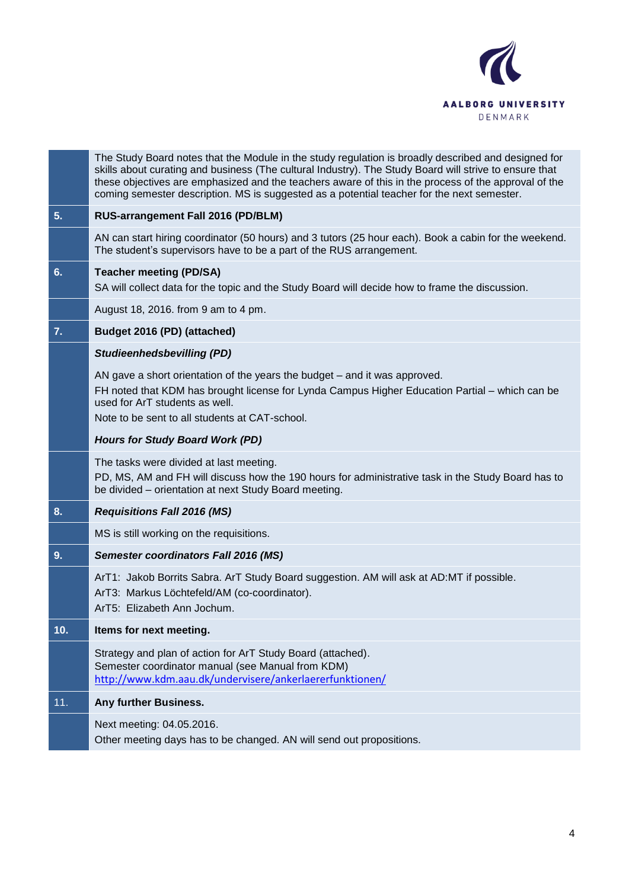| | |
|---|---|
| | The Study Board notes that the Module in the study regulation is broadly described and designed for skills about curating and business (The cultural Industry). The Study Board will strive to ensure that these objectives are emphasized and the teachers aware of this in the process of the approval of the coming semester description. MS is suggested as a potential teacher for the next semester. |
| **5.** | **RUS-arrangement Fall 2016 (PD/BLM)** |
| | AN can start hiring coordinator (50 hours) and 3 tutors (25 hour each). Book a cabin for the weekend. The student's supervisors have to be a part of the RUS arrangement. |
| **6.** | **Teacher meeting (PD/SA)**<br>SA will collect data for the topic and the Study Board will decide how to frame the discussion. |
| | August 18, 2016. from 9 am to 4 pm. |
| **7.** | **Budget 2016 (PD) (attached)** |
| | ***Studieenhedsbevilling (PD)***<br><br>AN gave a short orientation of the years the budget – and it was approved.<br>FH noted that KDM has brought license for Lynda Campus Higher Education Partial – which can be used for ArT students as well.<br>Note to be sent to all students at CAT-school.<br><br>***Hours for Study Board Work (PD)*** |
| | The tasks were divided at last meeting.<br>PD, MS, AM and FH will discuss how the 190 hours for administrative task in the Study Board has to be divided – orientation at next Study Board meeting. |
| **8.** | ***Requisitions Fall 2016 (MS)*** |
| | MS is still working on the requisitions. |
| **9.** | ***Semester coordinators Fall 2016 (MS)*** |
| | ArT1: Jakob Borrits Sabra. ArT Study Board suggestion. AM will ask at AD:MT if possible.<br>ArT3: Markus Löchtefeld/AM (co-coordinator).<br>ArT5: Elizabeth Ann Jochum. |
| **10.** | **Items for next meeting.** |
| | Strategy and plan of action for ArT Study Board (attached).<br>Semester coordinator manual (see Manual from KDM)<br>http://www.kdm.aau.dk/undervisere/ankerlaererfunktionen/ |
| 11. | **Any further Business.** |
| | Next meeting: 04.05.2016.<br>Other meeting days has to be changed. AN will send out propositions. |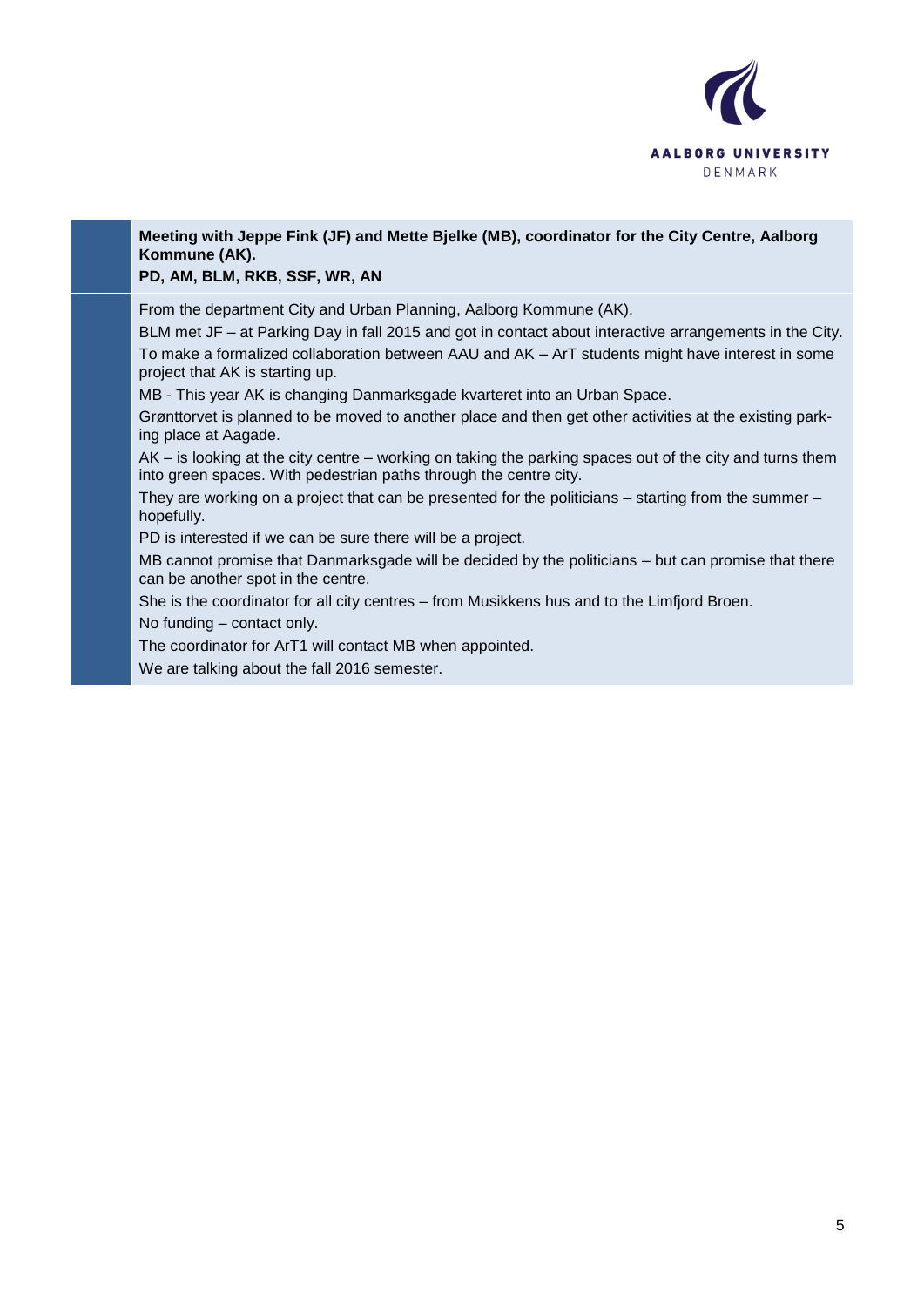**Meeting with Jeppe Fink (JF) and Mette Bjelke (MB), coordinator for the City Centre, Aalborg Kommune (AK).**
**PD, AM, BLM, RKB, SSF, WR, AN**

From the department City and Urban Planning, Aalborg Kommune (AK).

BLM met JF – at Parking Day in fall 2015 and got in contact about interactive arrangements in the City.

To make a formalized collaboration between AAU and AK – ArT students might have interest in some project that AK is starting up.

MB - This year AK is changing Danmarksgade kvarteret into an Urban Space.

Grønttorvet is planned to be moved to another place and then get other activities at the existing parking place at Aagade.

AK – is looking at the city centre – working on taking the parking spaces out of the city and turns them into green spaces. With pedestrian paths through the centre city.

They are working on a project that can be presented for the politicians – starting from the summer – hopefully.

PD is interested if we can be sure there will be a project.

MB cannot promise that Danmarksgade will be decided by the politicians – but can promise that there can be another spot in the centre.

She is the coordinator for all city centres – from Musikkens hus and to the Limfjord Broen.

No funding – contact only.

The coordinator for ArT1 will contact MB when appointed.

We are talking about the fall 2016 semester.